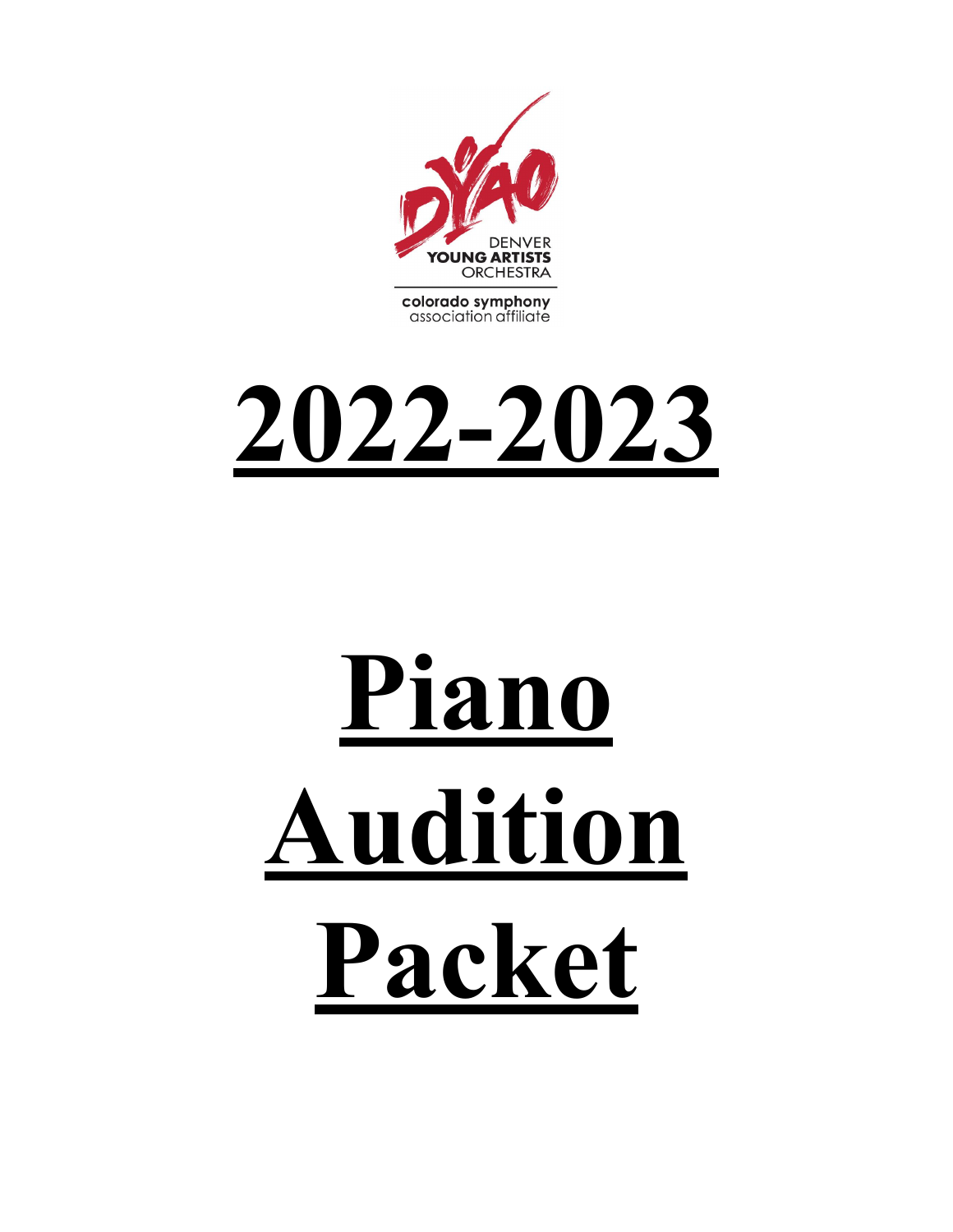DENVER
YOUNG ARTISTS
ORCHESTRA

colorado symphony
association affiliate

# 2022-2023

# Piano Audition Packet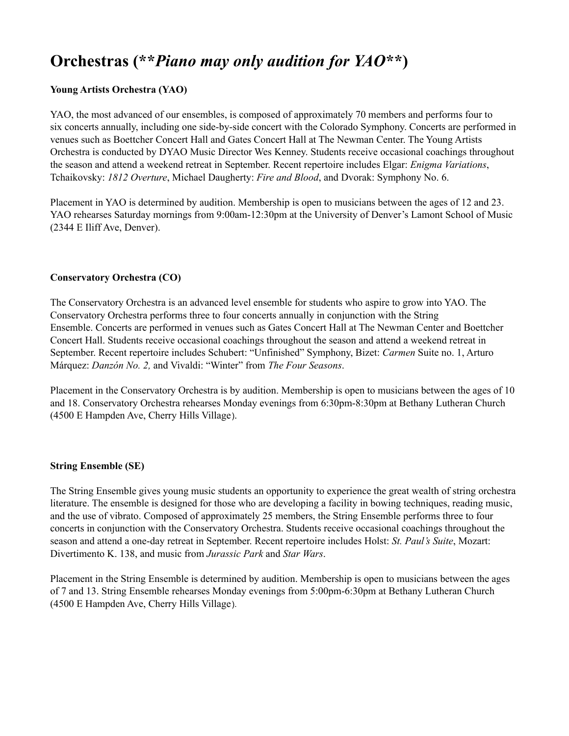# Orchestras (***Piano may only audition for YAO***)

**Young Artists Orchestra (YAO)**

YAO, the most advanced of our ensembles, is composed of approximately 70 members and performs four to six concerts annually, including one side-by-side concert with the Colorado Symphony. Concerts are performed in venues such as Boettcher Concert Hall and Gates Concert Hall at The Newman Center. The Young Artists Orchestra is conducted by DYAO Music Director Wes Kenney. Students receive occasional coachings throughout the season and attend a weekend retreat in September. Recent repertoire includes Elgar: *Enigma Variations*, Tchaikovsky: *1812 Overture*, Michael Daugherty: *Fire and Blood*, and Dvorak: Symphony No. 6.

Placement in YAO is determined by audition. Membership is open to musicians between the ages of 12 and 23. YAO rehearses Saturday mornings from 9:00am-12:30pm at the University of Denver's Lamont School of Music (2344 E Iliff Ave, Denver).

**Conservatory Orchestra (CO)**

The Conservatory Orchestra is an advanced level ensemble for students who aspire to grow into YAO. The Conservatory Orchestra performs three to four concerts annually in conjunction with the String Ensemble. Concerts are performed in venues such as Gates Concert Hall at The Newman Center and Boettcher Concert Hall. Students receive occasional coachings throughout the season and attend a weekend retreat in September. Recent repertoire includes Schubert: "Unfinished" Symphony, Bizet: *Carmen* Suite no. 1, Arturo Márquez: *Danzón No. 2,* and Vivaldi: "Winter" from *The Four Seasons*.

Placement in the Conservatory Orchestra is by audition. Membership is open to musicians between the ages of 10 and 18. Conservatory Orchestra rehearses Monday evenings from 6:30pm-8:30pm at Bethany Lutheran Church (4500 E Hampden Ave, Cherry Hills Village).

**String Ensemble (SE)**

The String Ensemble gives young music students an opportunity to experience the great wealth of string orchestra literature. The ensemble is designed for those who are developing a facility in bowing techniques, reading music, and the use of vibrato. Composed of approximately 25 members, the String Ensemble performs three to four concerts in conjunction with the Conservatory Orchestra. Students receive occasional coachings throughout the season and attend a one-day retreat in September. Recent repertoire includes Holst: *St. Paul's Suite*, Mozart: Divertimento K. 138, and music from *Jurassic Park* and *Star Wars*.

Placement in the String Ensemble is determined by audition. Membership is open to musicians between the ages of 7 and 13. String Ensemble rehearses Monday evenings from 5:00pm-6:30pm at Bethany Lutheran Church (4500 E Hampden Ave, Cherry Hills Village).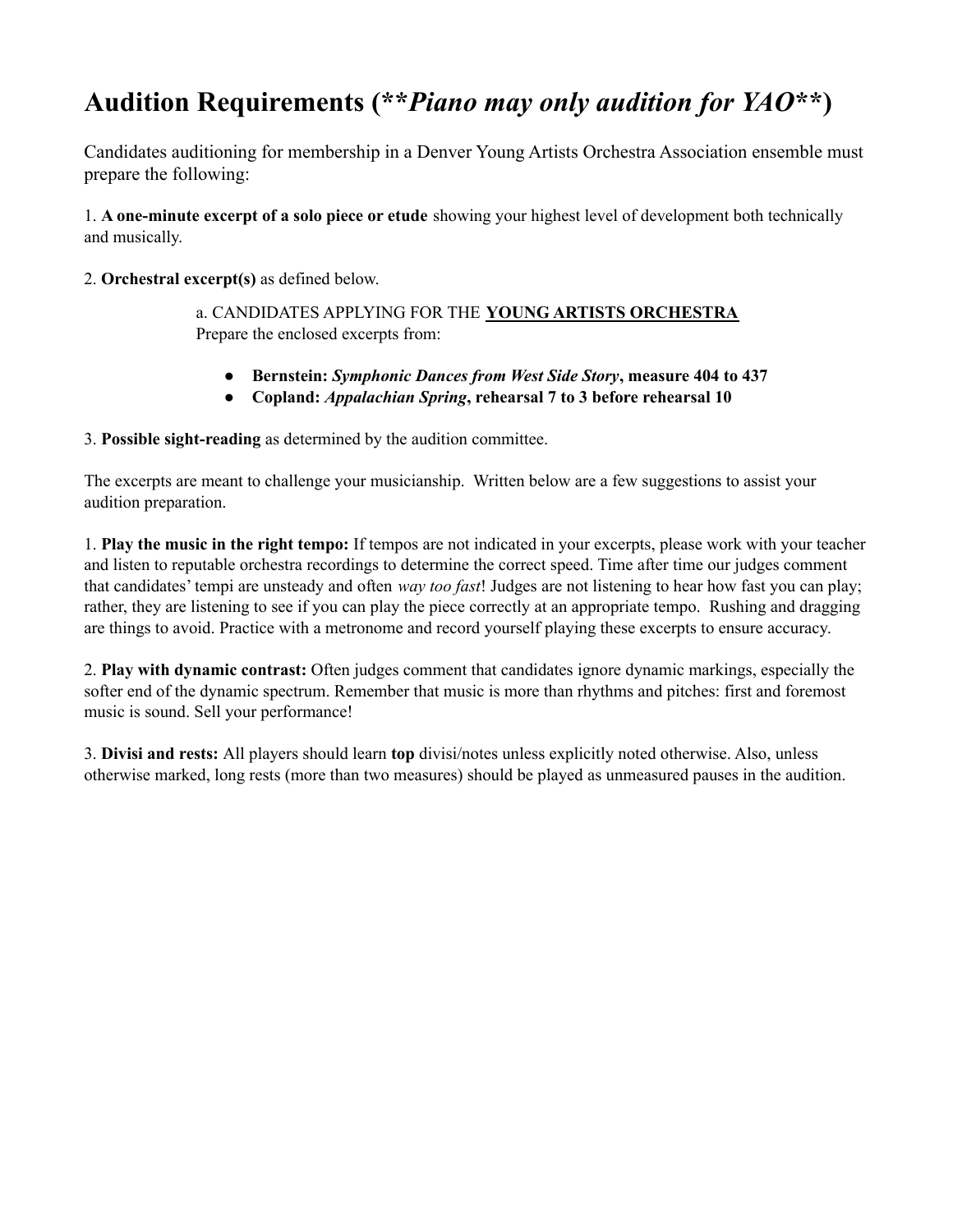# Audition Requirements (***Piano may only audition for YAO***)

Candidates auditioning for membership in a Denver Young Artists Orchestra Association ensemble must prepare the following:

1. **A one-minute excerpt of a solo piece or etude** showing your highest level of development both technically and musically.

2. **Orchestral excerpt(s)** as defined below.

   a. CANDIDATES APPLYING FOR THE **YOUNG ARTISTS ORCHESTRA**
   Prepare the enclosed excerpts from:

   - **Bernstein:** ***Symphonic Dances from West Side Story*****, measure 404 to 437**
   - **Copland:** ***Appalachian Spring*****, rehearsal 7 to 3 before rehearsal 10**

3. **Possible sight-reading** as determined by the audition committee.

The excerpts are meant to challenge your musicianship. Written below are a few suggestions to assist your audition preparation.

1. **Play the music in the right tempo:** If tempos are not indicated in your excerpts, please work with your teacher and listen to reputable orchestra recordings to determine the correct speed. Time after time our judges comment that candidates' tempi are unsteady and often *way too fast*! Judges are not listening to hear how fast you can play; rather, they are listening to see if you can play the piece correctly at an appropriate tempo. Rushing and dragging are things to avoid. Practice with a metronome and record yourself playing these excerpts to ensure accuracy.

2. **Play with dynamic contrast:** Often judges comment that candidates ignore dynamic markings, especially the softer end of the dynamic spectrum. Remember that music is more than rhythms and pitches: first and foremost music is sound. Sell your performance!

3. **Divisi and rests:** All players should learn **top** divisi/notes unless explicitly noted otherwise. Also, unless otherwise marked, long rests (more than two measures) should be played as unmeasured pauses in the audition.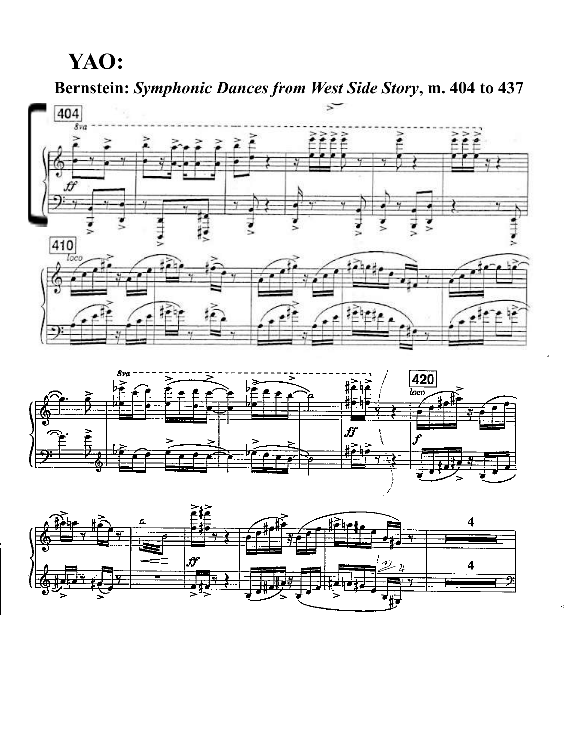# YAO:

## Bernstein: *Symphonic Dances from West Side Story*, m. 404 to 437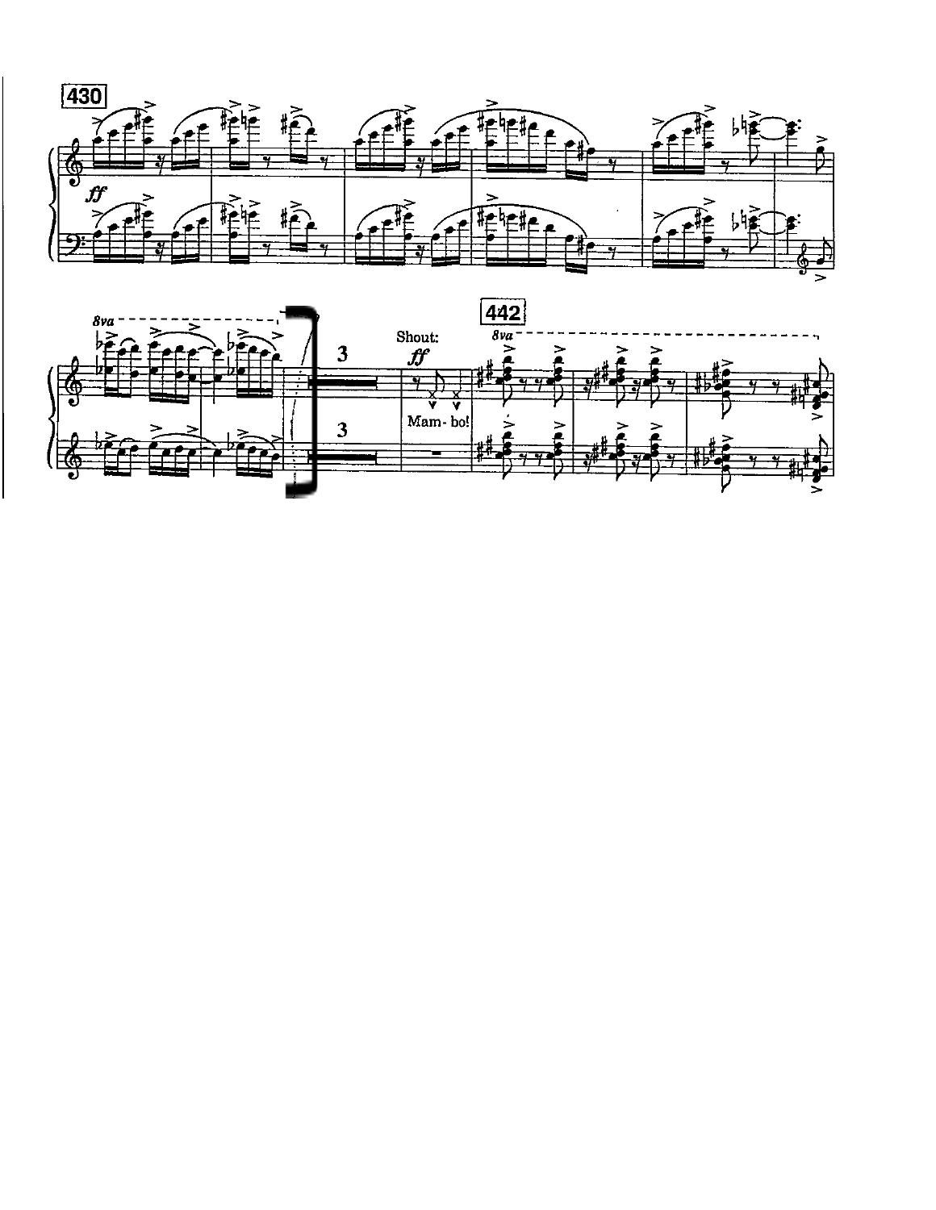430

*ff*

8va

3

Shout: *ff*

Mam- bo!

442

8va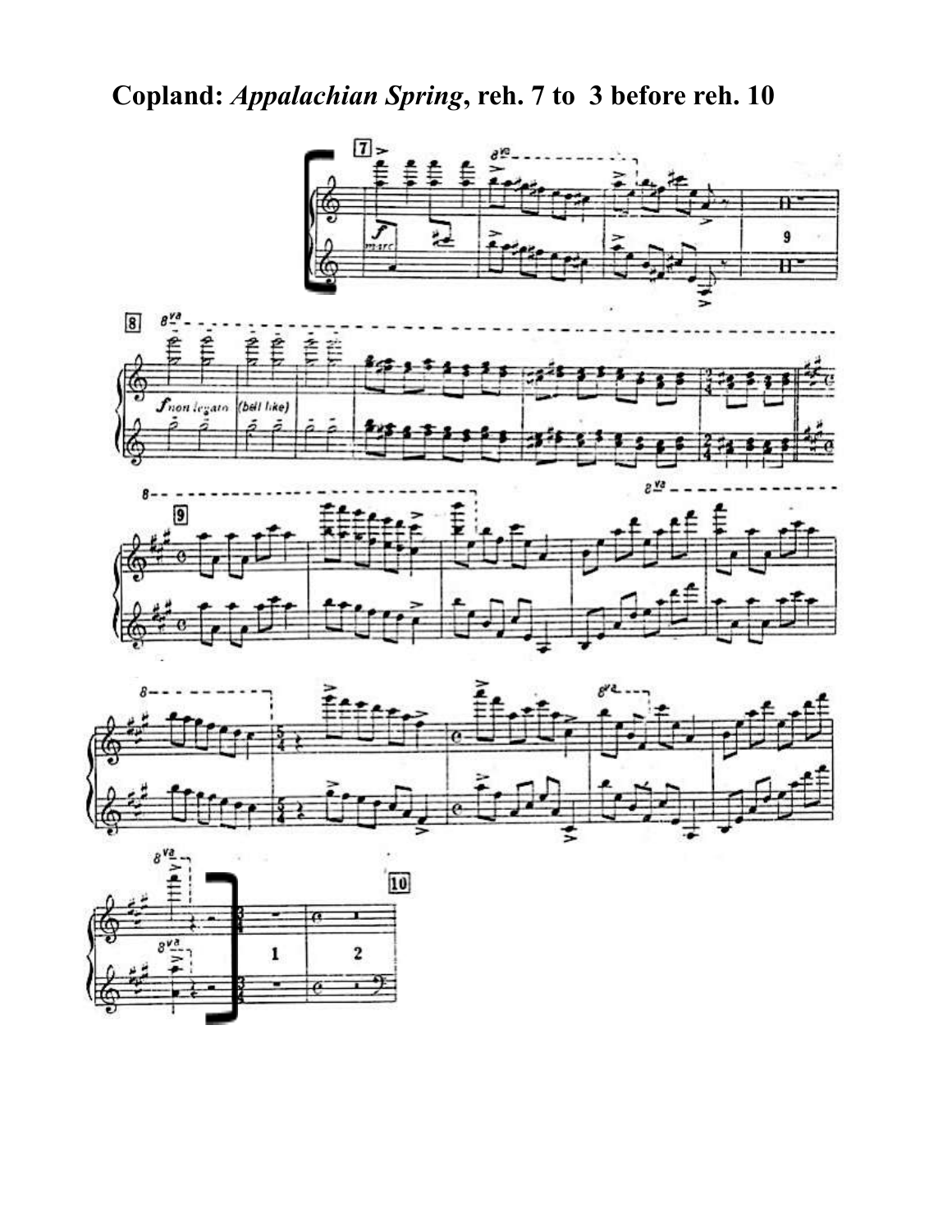**Copland:** ***Appalachian Spring*****, reh. 7 to 3 before reh. 10**